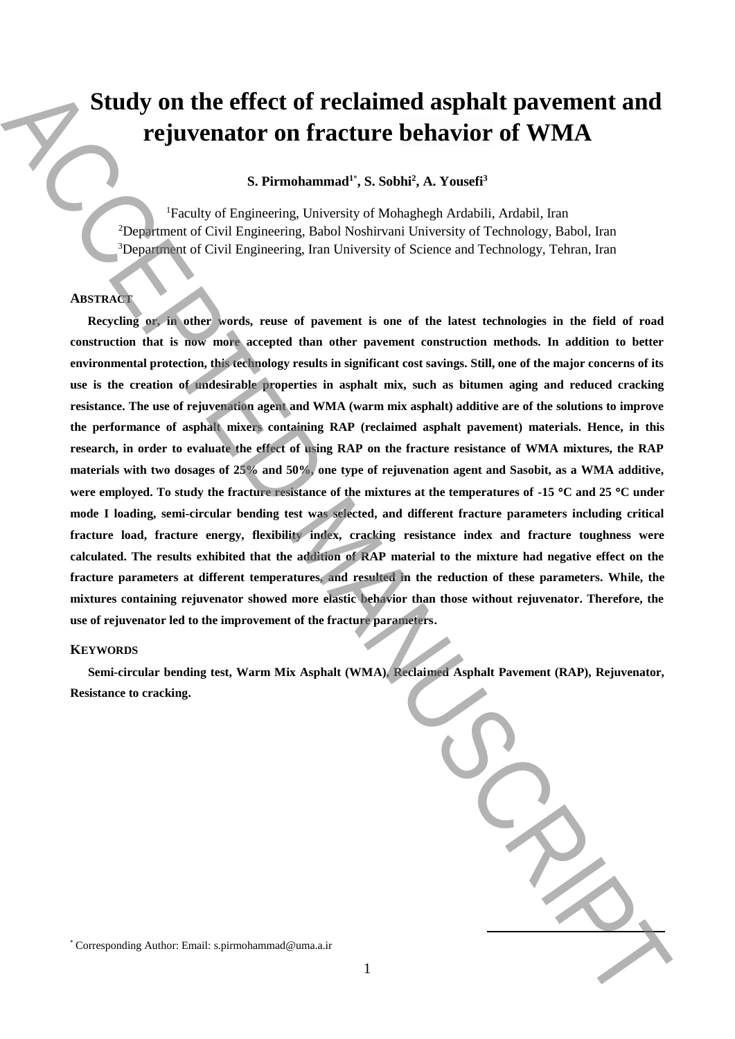# Study on the effect of reclaimed asphalt pavement and rejuvenator on fracture behavior of WMA

**S. Pirmohammad[1*], S. Sobhi[2], A. Yousefi[3]**

[1]Faculty of Engineering, University of Mohaghegh Ardabili, Ardabil, Iran
[2]Department of Civil Engineering, Babol Noshirvani University of Technology, Babol, Iran
[3]Department of Civil Engineering, Iran University of Science and Technology, Tehran, Iran

## ABSTRACT

**Recycling or, in other words, reuse of pavement is one of the latest technologies in the field of road construction that is now more accepted than other pavement construction methods. In addition to better environmental protection, this technology results in significant cost savings. Still, one of the major concerns of its use is the creation of undesirable properties in asphalt mix, such as bitumen aging and reduced cracking resistance. The use of rejuvenation agent and WMA (warm mix asphalt) additive are of the solutions to improve the performance of asphalt mixers containing RAP (reclaimed asphalt pavement) materials. Hence, in this research, in order to evaluate the effect of using RAP on the fracture resistance of WMA mixtures, the RAP materials with two dosages of 25% and 50%, one type of rejuvenation agent and Sasobit, as a WMA additive, were employed. To study the fracture resistance of the mixtures at the temperatures of -15 °C and 25 °C under mode I loading, semi-circular bending test was selected, and different fracture parameters including critical fracture load, fracture energy, flexibility index, cracking resistance index and fracture toughness were calculated. The results exhibited that the addition of RAP material to the mixture had negative effect on the fracture parameters at different temperatures, and resulted in the reduction of these parameters. While, the mixtures containing rejuvenator showed more elastic behavior than those without rejuvenator. Therefore, the use of rejuvenator led to the improvement of the fracture parameters.**

## KEYWORDS

**Semi-circular bending test, Warm Mix Asphalt (WMA), Reclaimed Asphalt Pavement (RAP), Rejuvenator, Resistance to cracking.**

[*] Corresponding Author: Email: s.pirmohammad@uma.a.ir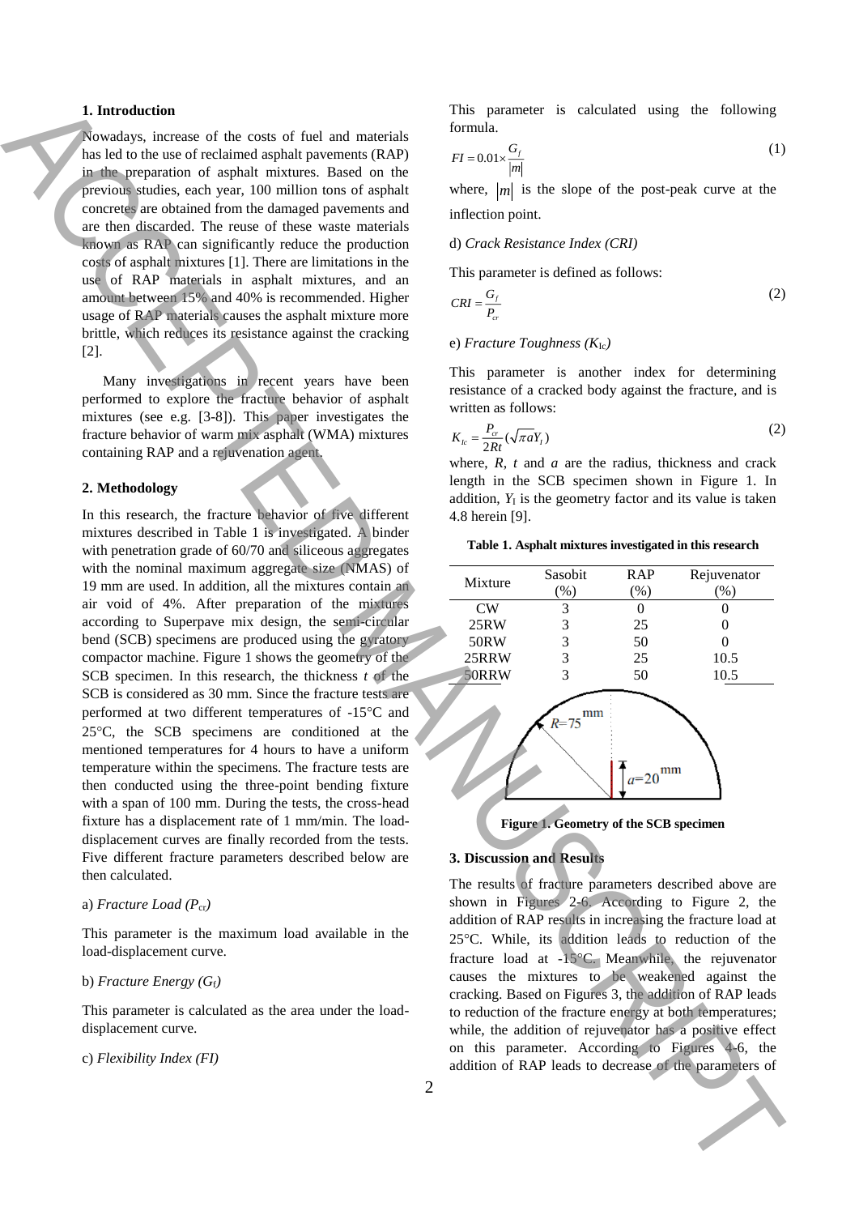## 1. Introduction

Nowadays, increase of the costs of fuel and materials has led to the use of reclaimed asphalt pavements (RAP) in the preparation of asphalt mixtures. Based on the previous studies, each year, 100 million tons of asphalt concretes are obtained from the damaged pavements and are then discarded. The reuse of these wastes materials known as RAP can significantly reduce the production costs of asphalt mixtures [1]. There are limitations in the use of RAP materials in asphalt mixtures, and an amount between 15% and 40% is recommended. Higher usage of RAP materials causes the asphalt mixture more brittle, which reduces its resistance against the cracking [2].

Many investigations in recent years have been performed to explore the fracture behavior of asphalt mixtures (see e.g. [3-8]). This paper investigates the fracture behavior of warm mix asphalt (WMA) mixtures containing RAP and a rejuvenation agent.

## 2. Methodology

In this research, the fracture behavior of five different mixtures described in Table 1 is investigated. A binder with penetration grade of 60/70 and siliceous aggregates with the nominal maximum aggregate size (NMAS) of 19 mm are used. In addition, all the mixtures contain an air void of 4%. After preparation of the mixtures according to Superpave mix design, the semi-circular bend (SCB) specimens are produced using the gyratory compactor machine. Figure 1 shows the geometry of the SCB specimen. In this research, the thickness *t* of the SCB is considered as 30 mm. Since the fracture tests are performed at two different temperatures of -15°C and 25°C, the SCB specimens are conditioned at the mentioned temperatures for 4 hours to have a uniform temperature within the specimens. The fracture tests are then conducted using the three-point bending fixture with a span of 100 mm. During the tests, the cross-head fixture has a displacement rate of 1 mm/min. The load-displacement curves are finally recorded from the tests. Five different fracture parameters described below are then calculated.

a) *Fracture Load* ($P_{cr}$)

This parameter is the maximum load available in the load-displacement curve.

b) *Fracture Energy* ($G_f$)

This parameter is calculated as the area under the load-displacement curve.

c) *Flexibility Index (FI)*

This parameter is calculated using the following formula.

$$FI = 0.01 \times \frac{G_f}{|m|} \tag{1}$$

where, $|m|$ is the slope of the post-peak curve at the inflection point.

d) *Crack Resistance Index (CRI)*

This parameter is defined as follows:

$$CRI = \frac{G_f}{P_{cr}} \tag{2}$$

e) *Fracture Toughness* ($K_{Ic}$)

This parameter is another index for determining resistance of a cracked body against the fracture, and is written as follows:

$$K_{Ic} = \frac{P_{cr}}{2Rt}(\sqrt{\pi a}Y_I) \tag{2}$$

where, *R*, *t* and *a* are the radius, thickness and crack length in the SCB specimen shown in Figure 1. In addition, $Y_I$ is the geometry factor and its value is taken 4.8 herein [9].

**Table 1. Asphalt mixtures investigated in this research**

| Mixture | Sasobit (%) | RAP (%) | Rejuvenator (%) |
|---|---|---|---|
| CW | 3 | 0 | 0 |
| 25RW | 3 | 25 | 0 |
| 50RW | 3 | 50 | 0 |
| 25RRW | 3 | 25 | 10.5 |
| 50RRW | 3 | 50 | 10.5 |

**Figure 1. Geometry of the SCB specimen**

## 3. Discussion and Results

The results of fracture parameters described above are shown in Figures 2-6. According to Figure 2, the addition of RAP results in increasing the fracture load at 25°C. While, its addition leads to reduction of the fracture load at -15°C. Meanwhile, the rejuvenator causes the mixtures to be weakened against the cracking. Based on Figures 3, the addition of RAP leads to reduction of the fracture energy at both temperatures; while, the addition of rejuvenator has a positive effect on this parameter. According to Figures 4-6, the addition of RAP leads to decrease of the parameters of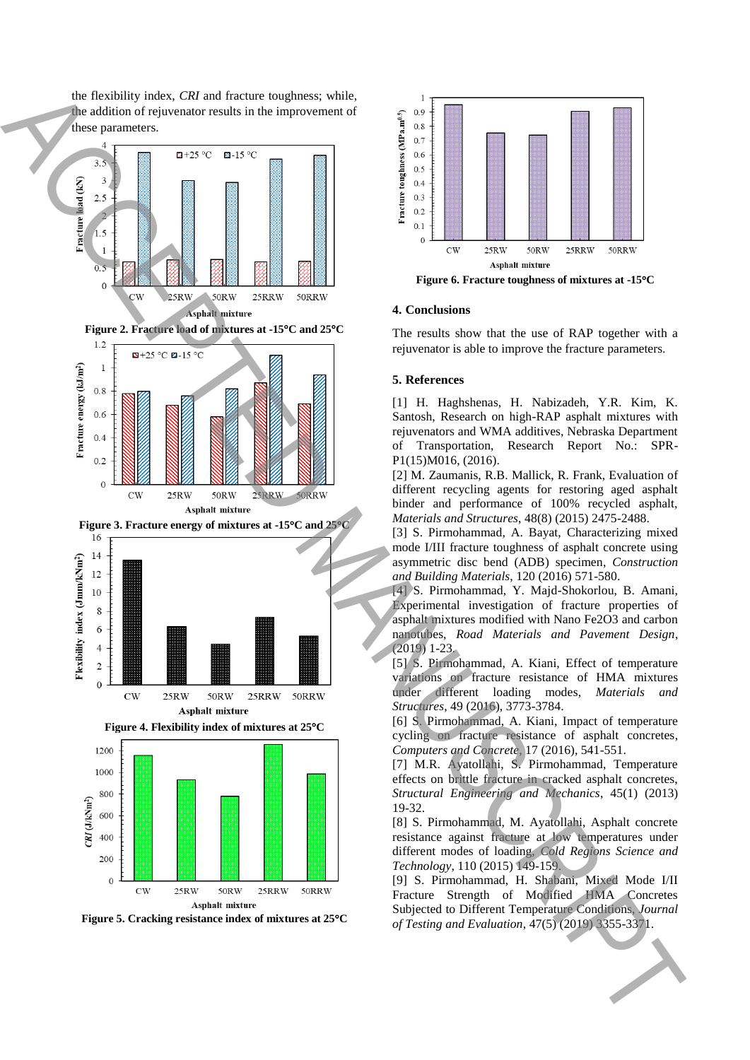the flexibility index, *CRI* and fracture toughness; while, the addition of rejuvenator results in the improvement of these parameters.

Fracture load (kN)
+25 °C  -15 °C
0
0.5
1
1.5
2
2.5
3
3.5
4
CW 25RW 50RW 25RRW 50RRW
Asphalt mixture

**Figure 2. Fracture load of mixtures at -15°C and 25°C**

Fracture energy (kJ/m²)
+25 °C  -15 °C
0
0.2
0.4
0.6
0.8
1
1.2
CW 25RW 50RW 25RRW 50RRW
Asphalt mixture

**Figure 3. Fracture energy of mixtures at -15°C and 25°C**

Flexibility index (Jmm/kNm²)
0
2
4
6
8
10
12
14
16
CW 25RW 50RW 25RRW 50RRW
Asphalt mixture

**Figure 4. Flexibility index of mixtures at 25°C**

*CRI* (J/kNm²)
0
200
400
600
800
1000
1200
CW 25RW 50RW 25RRW 50RRW
Asphalt mixture

**Figure 5. Cracking resistance index of mixtures at 25°C**

Fracture toughness (MPa.m^0.5)
0
0.1
0.2
0.3
0.4
0.5
0.6
0.7
0.8
0.9
1
CW 25RW 50RW 25RRW 50RRW
Asphalt mixture

**Figure 6. Fracture toughness of mixtures at -15°C**

## 4. Conclusions

The results show that the use of RAP together with a rejuvenator is able to improve the fracture parameters.

## 5. References

[1] H. Haghshenas, H. Nabizadeh, Y.R. Kim, K. Santosh, Research on high-RAP asphalt mixtures with rejuvenators and WMA additives, Nebraska Department of Transportation, Research Report No.: SPR-P1(15)M016, (2016).

[2] M. Zaumanis, R.B. Mallick, R. Frank, Evaluation of different recycling agents for restoring aged asphalt binder and performance of 100% recycled asphalt, *Materials and Structures*, 48(8) (2015) 2475-2488.

[3] S. Pirmohammad, A. Bayat, Characterizing mixed mode I/III fracture toughness of asphalt concrete using asymmetric disc bend (ADB) specimen, *Construction and Building Materials*, 120 (2016) 571-580.

[4] S. Pirmohammad, Y. Majd-Shokorlou, B. Amani, Experimental investigation of fracture properties of asphalt mixtures modified with Nano Fe2O3 and carbon nanotubes, *Road Materials and Pavement Design*, (2019) 1-23.

[5] S. Pirmohammad, A. Kiani, Effect of temperature variations on fracture resistance of HMA mixtures under different loading modes, *Materials and Structures*, 49 (2016), 3773-3784.

[6] S. Pirmohammad, A. Kiani, Impact of temperature cycling on fracture resistance of asphalt concretes, *Computers and Concrete*, 17 (2016), 541-551.

[7] M.R. Ayatollahi, S. Pirmohammad, Temperature effects on brittle fracture in cracked asphalt concretes, *Structural Engineering and Mechanics*, 45(1) (2013) 19-32.

[8] S. Pirmohammad, M. Ayatollahi, Asphalt concrete resistance against fracture at low temperatures under different modes of loading, *Cold Regions Science and Technology*, 110 (2015) 149-159.

[9] S. Pirmohammad, H. Shabani, Mixed Mode I/II Fracture Strength of Modified HMA Concretes Subjected to Different Temperature Conditions, *Journal of Testing and Evaluation*, 47(5) (2019) 3355-3371.